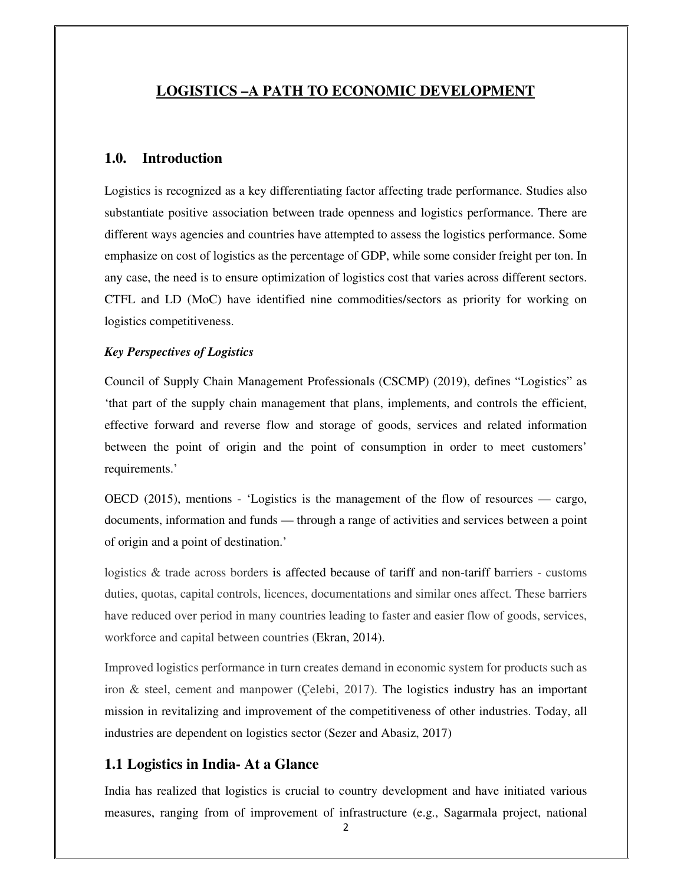# LOGISTICS –A PATH TO ECONOMIC DEVELOPMENT

## 1.0. Introduction

Logistics is recognized as a key differentiating factor affecting trade performance. Studies also substantiate positive association between trade openness and logistics performance. There are different ways agencies and countries have attempted to assess the logistics performance. Some emphasize on cost of logistics as the percentage of GDP, while some consider freight per ton. In any case, the need is to ensure optimization of logistics cost that varies across different sectors. CTFL and LD (MoC) have identified nine commodities/sectors as priority for working on logistics competitiveness.

***Key Perspectives of Logistics***

Council of Supply Chain Management Professionals (CSCMP) (2019), defines "Logistics" as 'that part of the supply chain management that plans, implements, and controls the efficient, effective forward and reverse flow and storage of goods, services and related information between the point of origin and the point of consumption in order to meet customers' requirements.'

OECD (2015), mentions - 'Logistics is the management of the flow of resources — cargo, documents, information and funds — through a range of activities and services between a point of origin and a point of destination.'

logistics & trade across borders is affected because of tariff and non-tariff barriers - customs duties, quotas, capital controls, licences, documentations and similar ones affect. These barriers have reduced over period in many countries leading to faster and easier flow of goods, services, workforce and capital between countries (Ekran, 2014).

Improved logistics performance in turn creates demand in economic system for products such as iron & steel, cement and manpower (Çelebi, 2017). The logistics industry has an important mission in revitalizing and improvement of the competitiveness of other industries. Today, all industries are dependent on logistics sector (Sezer and Abasiz, 2017)

## 1.1 Logistics in India- At a Glance

India has realized that logistics is crucial to country development and have initiated various measures, ranging from of improvement of infrastructure (e.g., Sagarmala project, national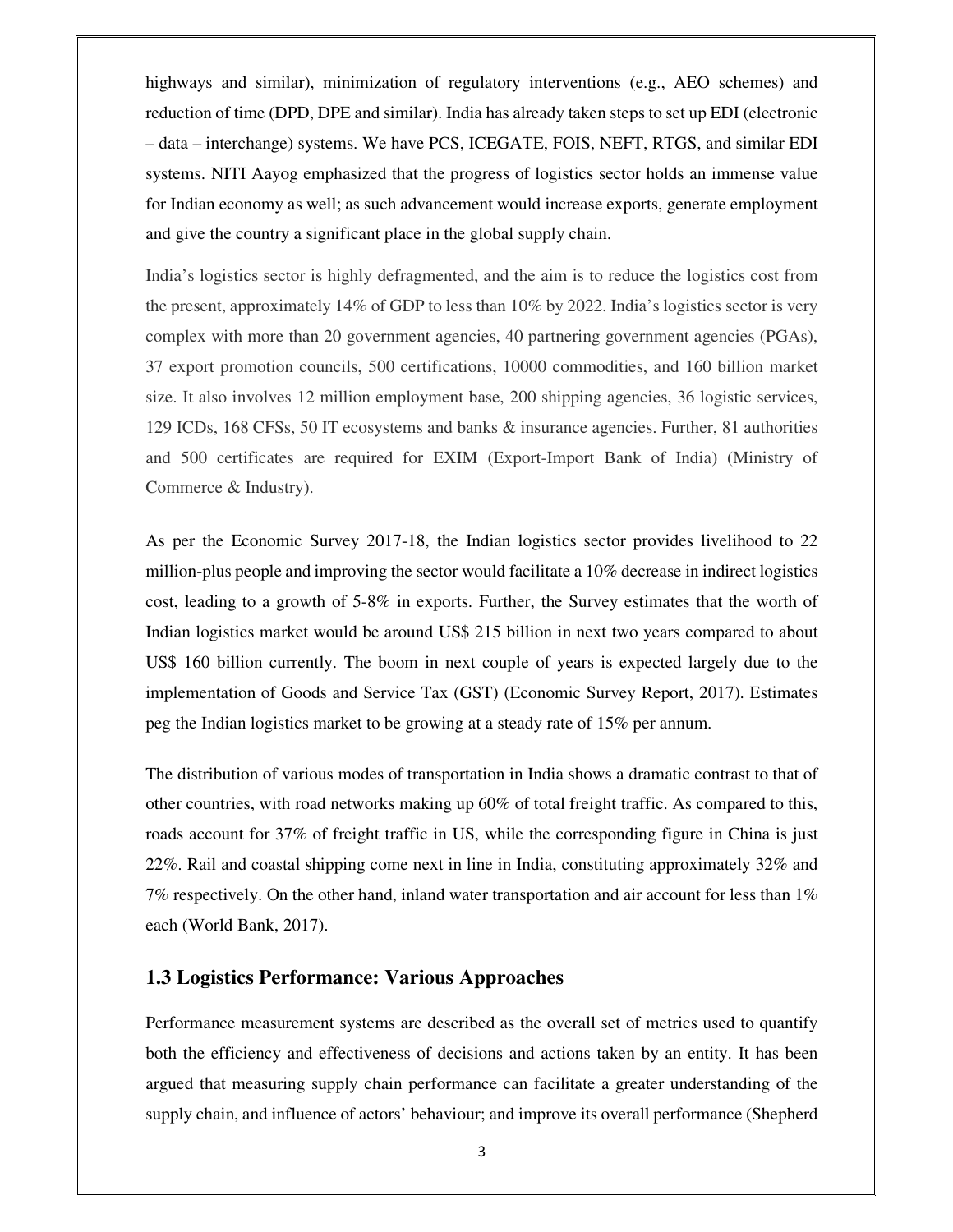highways and similar), minimization of regulatory interventions (e.g., AEO schemes) and reduction of time (DPD, DPE and similar). India has already taken steps to set up EDI (electronic – data – interchange) systems. We have PCS, ICEGATE, FOIS, NEFT, RTGS, and similar EDI systems. NITI Aayog emphasized that the progress of logistics sector holds an immense value for Indian economy as well; as such advancement would increase exports, generate employment and give the country a significant place in the global supply chain.

India's logistics sector is highly defragmented, and the aim is to reduce the logistics cost from the present, approximately 14% of GDP to less than 10% by 2022. India's logistics sector is very complex with more than 20 government agencies, 40 partnering government agencies (PGAs), 37 export promotion councils, 500 certifications, 10000 commodities, and 160 billion market size. It also involves 12 million employment base, 200 shipping agencies, 36 logistic services, 129 ICDs, 168 CFSs, 50 IT ecosystems and banks & insurance agencies. Further, 81 authorities and 500 certificates are required for EXIM (Export-Import Bank of India) (Ministry of Commerce & Industry).

As per the Economic Survey 2017-18, the Indian logistics sector provides livelihood to 22 million-plus people and improving the sector would facilitate a 10% decrease in indirect logistics cost, leading to a growth of 5-8% in exports. Further, the Survey estimates that the worth of Indian logistics market would be around US$ 215 billion in next two years compared to about US$ 160 billion currently. The boom in next couple of years is expected largely due to the implementation of Goods and Service Tax (GST) (Economic Survey Report, 2017). Estimates peg the Indian logistics market to be growing at a steady rate of 15% per annum.

The distribution of various modes of transportation in India shows a dramatic contrast to that of other countries, with road networks making up 60% of total freight traffic. As compared to this, roads account for 37% of freight traffic in US, while the corresponding figure in China is just 22%. Rail and coastal shipping come next in line in India, constituting approximately 32% and 7% respectively. On the other hand, inland water transportation and air account for less than 1% each (World Bank, 2017).

## 1.3 Logistics Performance: Various Approaches

Performance measurement systems are described as the overall set of metrics used to quantify both the efficiency and effectiveness of decisions and actions taken by an entity. It has been argued that measuring supply chain performance can facilitate a greater understanding of the supply chain, and influence of actors' behaviour; and improve its overall performance (Shepherd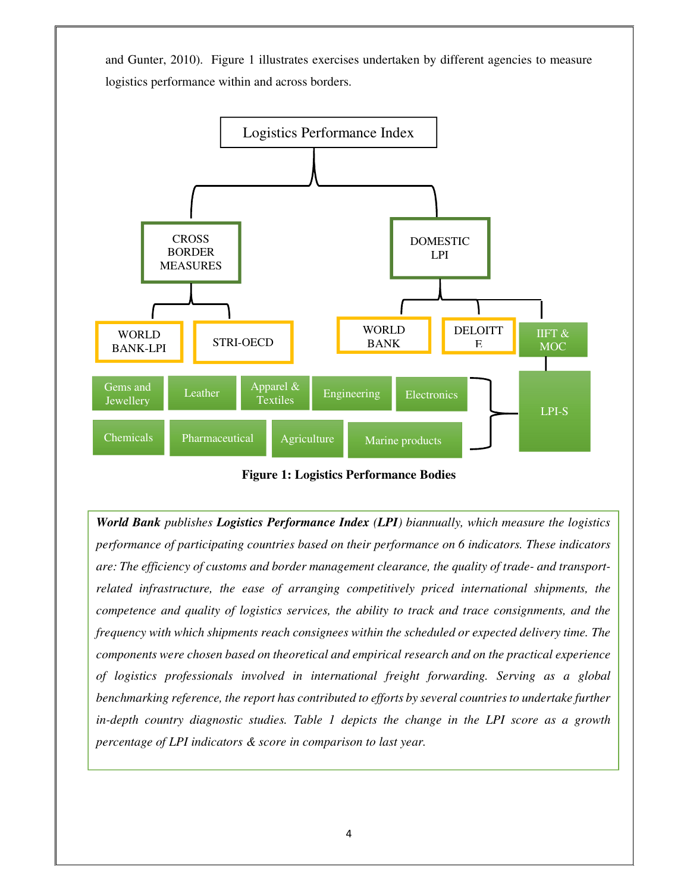and Gunter, 2010). Figure 1 illustrates exercises undertaken by different agencies to measure logistics performance within and across borders.

Logistics Performance Index

CROSS BORDER MEASURES

DOMESTIC LPI

WORLD BANK-LPI

STRI-OECD

WORLD BANK

DELOITTE

IIFT & MOC

Gems and Jewellery

Leather

Apparel & Textiles

Engineering

Electronics

Chemicals

Pharmaceutical

Agriculture

Marine products

LPI-S

**Figure 1: Logistics Performance Bodies**

***World Bank*** *publishes* ***Logistics Performance Index (LPI)*** *biannually, which measure the logistics performance of participating countries based on their performance on 6 indicators. These indicators are: The efficiency of customs and border management clearance, the quality of trade- and transport-related infrastructure, the ease of arranging competitively priced international shipments, the competence and quality of logistics services, the ability to track and trace consignments, and the frequency with which shipments reach consignees within the scheduled or expected delivery time. The components were chosen based on theoretical and empirical research and on the practical experience of logistics professionals involved in international freight forwarding. Serving as a global benchmarking reference, the report has contributed to efforts by several countries to undertake further in-depth country diagnostic studies. Table 1 depicts the change in the LPI score as a growth percentage of LPI indicators & score in comparison to last year.*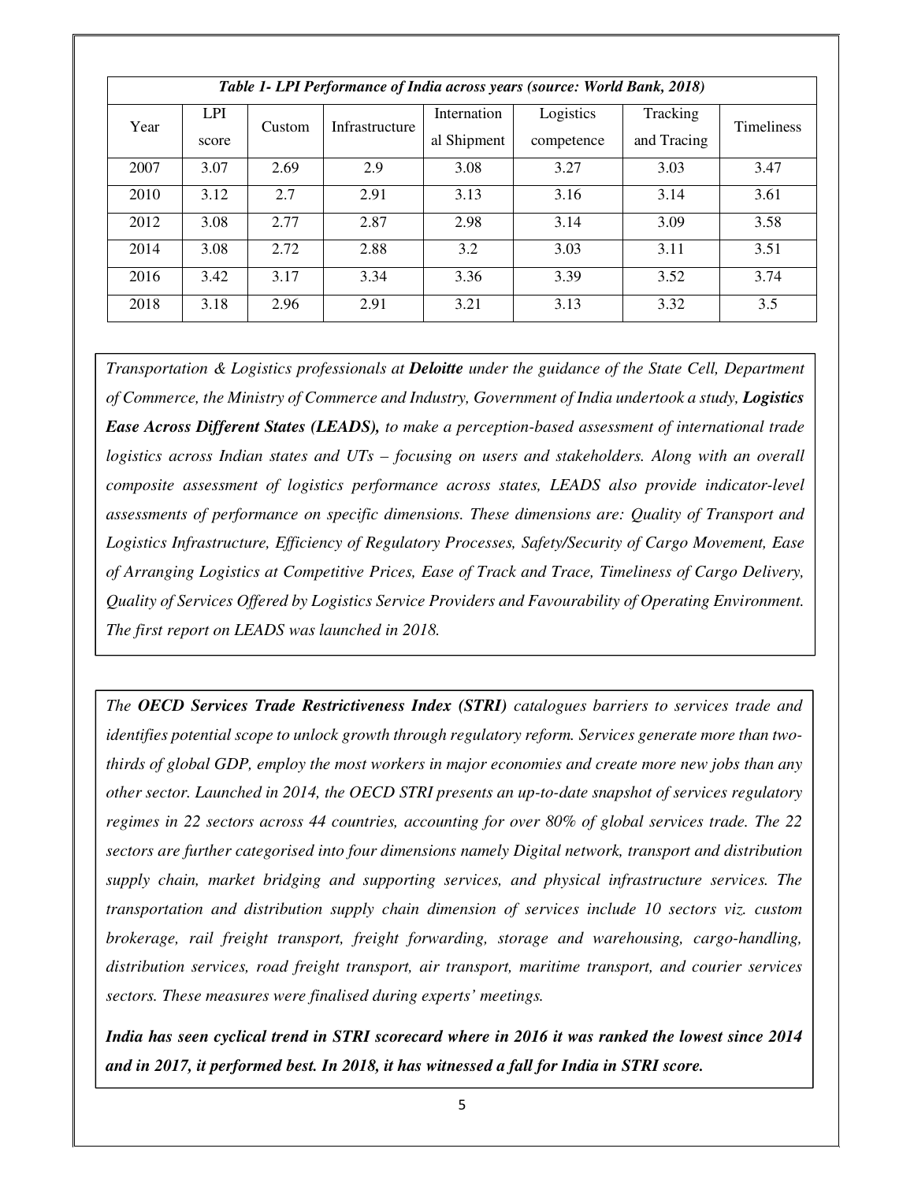*Table 1- LPI Performance of India across years (source: World Bank, 2018)*

| Year | LPI score | Custom | Infrastructure | International Shipment | Logistics competence | Tracking and Tracing | Timeliness |
|---|---|---|---|---|---|---|---|
| 2007 | 3.07 | 2.69 | 2.9 | 3.08 | 3.27 | 3.03 | 3.47 |
| 2010 | 3.12 | 2.7 | 2.91 | 3.13 | 3.16 | 3.14 | 3.61 |
| 2012 | 3.08 | 2.77 | 2.87 | 2.98 | 3.14 | 3.09 | 3.58 |
| 2014 | 3.08 | 2.72 | 2.88 | 3.2 | 3.03 | 3.11 | 3.51 |
| 2016 | 3.42 | 3.17 | 3.34 | 3.36 | 3.39 | 3.52 | 3.74 |
| 2018 | 3.18 | 2.96 | 2.91 | 3.21 | 3.13 | 3.32 | 3.5 |

*Transportation & Logistics professionals at **Deloitte** under the guidance of the State Cell, Department of Commerce, the Ministry of Commerce and Industry, Government of India undertook a study, **Logistics Ease Across Different States (LEADS),** to make a perception-based assessment of international trade logistics across Indian states and UTs – focusing on users and stakeholders. Along with an overall composite assessment of logistics performance across states, LEADS also provide indicator-level assessments of performance on specific dimensions. These dimensions are: Quality of Transport and Logistics Infrastructure, Efficiency of Regulatory Processes, Safety/Security of Cargo Movement, Ease of Arranging Logistics at Competitive Prices, Ease of Track and Trace, Timeliness of Cargo Delivery, Quality of Services Offered by Logistics Service Providers and Favourability of Operating Environment. The first report on LEADS was launched in 2018.*

*The **OECD Services Trade Restrictiveness Index (STRI)** catalogues barriers to services trade and identifies potential scope to unlock growth through regulatory reform. Services generate more than two-thirds of global GDP, employ the most workers in major economies and create more new jobs than any other sector. Launched in 2014, the OECD STRI presents an up-to-date snapshot of services regulatory regimes in 22 sectors across 44 countries, accounting for over 80% of global services trade. The 22 sectors are further categorised into four dimensions namely Digital network, transport and distribution supply chain, market bridging and supporting services, and physical infrastructure services. The transportation and distribution supply chain dimension of services include 10 sectors viz. custom brokerage, rail freight transport, freight forwarding, storage and warehousing, cargo-handling, distribution services, road freight transport, air transport, maritime transport, and courier services sectors. These measures were finalised during experts' meetings.*

***India has seen cyclical trend in STRI scorecard where in 2016 it was ranked the lowest since 2014 and in 2017, it performed best. In 2018, it has witnessed a fall for India in STRI score.***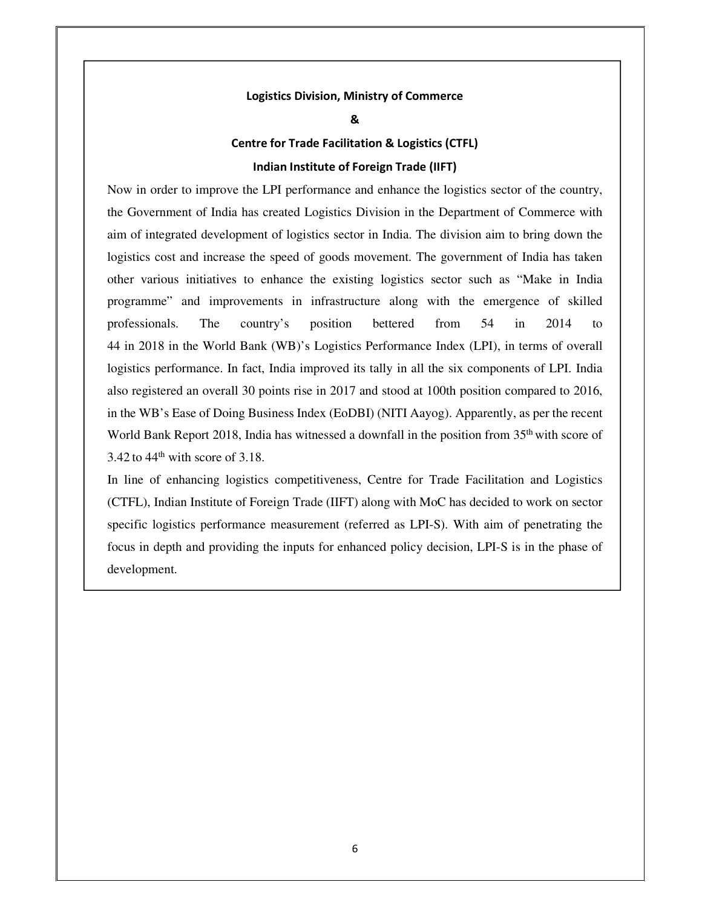**Logistics Division, Ministry of Commerce**

**&**

**Centre for Trade Facilitation & Logistics (CTFL)**

**Indian Institute of Foreign Trade (IIFT)**

Now in order to improve the LPI performance and enhance the logistics sector of the country, the Government of India has created Logistics Division in the Department of Commerce with aim of integrated development of logistics sector in India. The division aim to bring down the logistics cost and increase the speed of goods movement. The government of India has taken other various initiatives to enhance the existing logistics sector such as "Make in India programme" and improvements in infrastructure along with the emergence of skilled professionals. The country's position bettered from 54 in 2014 to 44 in 2018 in the World Bank (WB)'s Logistics Performance Index (LPI), in terms of overall logistics performance. In fact, India improved its tally in all the six components of LPI. India also registered an overall 30 points rise in 2017 and stood at 100th position compared to 2016, in the WB's Ease of Doing Business Index (EoDBI) (NITI Aayog). Apparently, as per the recent World Bank Report 2018, India has witnessed a downfall in the position from 35th with score of 3.42 to 44th with score of 3.18.

In line of enhancing logistics competitiveness, Centre for Trade Facilitation and Logistics (CTFL), Indian Institute of Foreign Trade (IIFT) along with MoC has decided to work on sector specific logistics performance measurement (referred as LPI-S). With aim of penetrating the focus in depth and providing the inputs for enhanced policy decision, LPI-S is in the phase of development.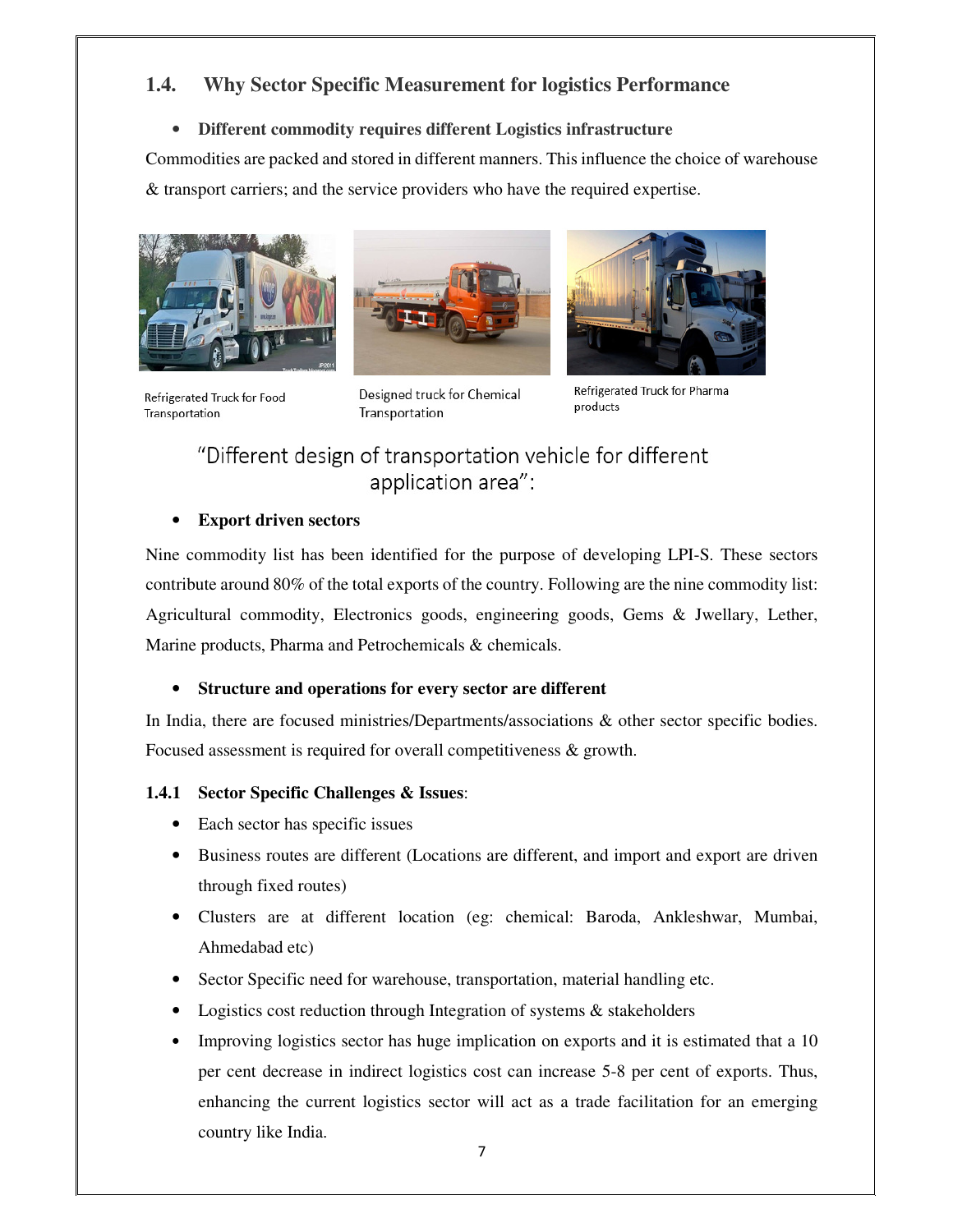## 1.4. Why Sector Specific Measurement for logistics Performance

- **Different commodity requires different Logistics infrastructure**

Commodities are packed and stored in different manners. This influence the choice of warehouse & transport carriers; and the service providers who have the required expertise.

Refrigerated Truck for Food Transportation

Designed truck for Chemical Transportation

Refrigerated Truck for Pharma products

"Different design of transportation vehicle for different application area":

- **Export driven sectors**

Nine commodity list has been identified for the purpose of developing LPI-S. These sectors contribute around 80% of the total exports of the country. Following are the nine commodity list: Agricultural commodity, Electronics goods, engineering goods, Gems & Jwellary, Lether, Marine products, Pharma and Petrochemicals & chemicals.

- **Structure and operations for every sector are different**

In India, there are focused ministries/Departments/associations & other sector specific bodies. Focused assessment is required for overall competitiveness & growth.

### 1.4.1 Sector Specific Challenges & Issues:

- Each sector has specific issues
- Business routes are different (Locations are different, and import and export are driven through fixed routes)
- Clusters are at different location (eg: chemical: Baroda, Ankleshwar, Mumbai, Ahmedabad etc)
- Sector Specific need for warehouse, transportation, material handling etc.
- Logistics cost reduction through Integration of systems & stakeholders
- Improving logistics sector has huge implication on exports and it is estimated that a 10 per cent decrease in indirect logistics cost can increase 5-8 per cent of exports. Thus, enhancing the current logistics sector will act as a trade facilitation for an emerging country like India.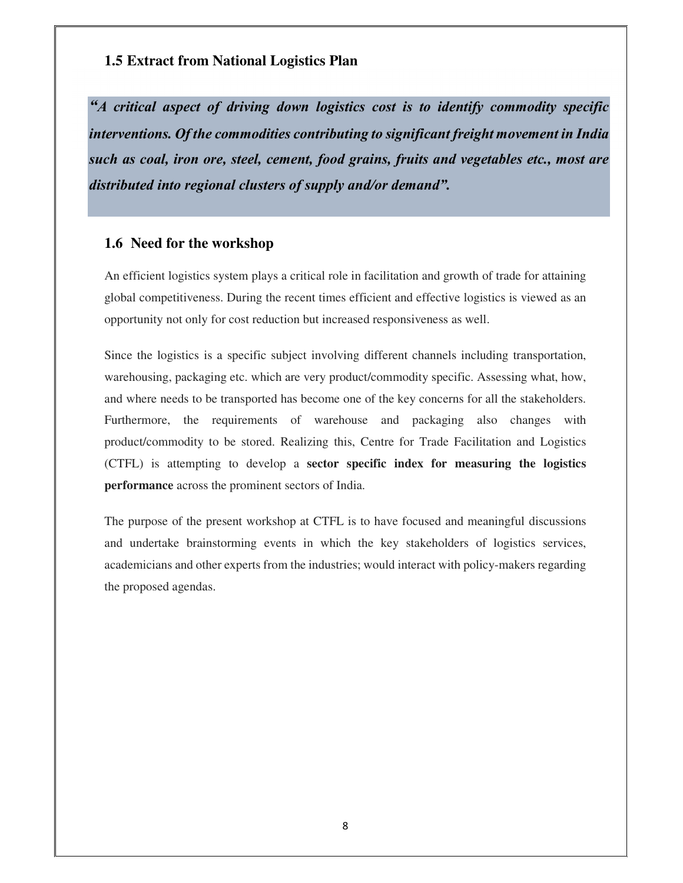## 1.5 Extract from National Logistics Plan

***"A critical aspect of driving down logistics cost is to identify commodity specific interventions. Of the commodities contributing to significant freight movement in India such as coal, iron ore, steel, cement, food grains, fruits and vegetables etc., most are distributed into regional clusters of supply and/or demand".***

## 1.6 Need for the workshop

An efficient logistics system plays a critical role in facilitation and growth of trade for attaining global competitiveness. During the recent times efficient and effective logistics is viewed as an opportunity not only for cost reduction but increased responsiveness as well.

Since the logistics is a specific subject involving different channels including transportation, warehousing, packaging etc. which are very product/commodity specific. Assessing what, how, and where needs to be transported has become one of the key concerns for all the stakeholders. Furthermore, the requirements of warehouse and packaging also changes with product/commodity to be stored. Realizing this, Centre for Trade Facilitation and Logistics (CTFL) is attempting to develop a **sector specific index for measuring the logistics performance** across the prominent sectors of India.

The purpose of the present workshop at CTFL is to have focused and meaningful discussions and undertake brainstorming events in which the key stakeholders of logistics services, academicians and other experts from the industries; would interact with policy-makers regarding the proposed agendas.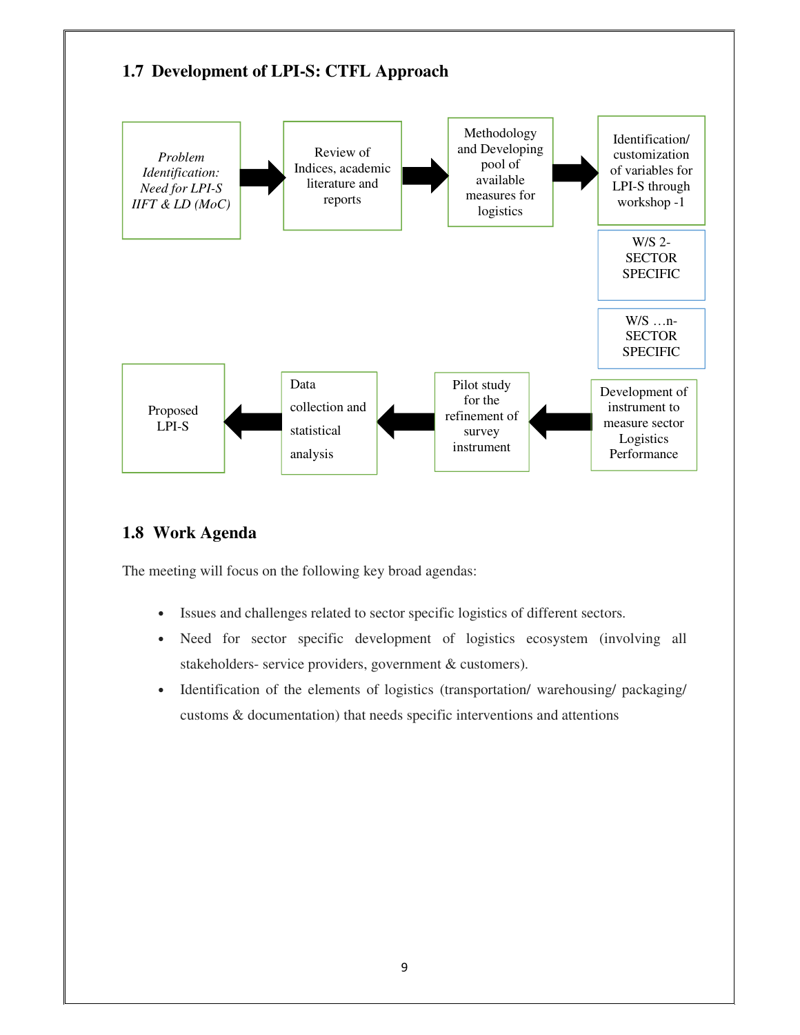## 1.7 Development of LPI-S: CTFL Approach

*Problem Identification: Need for LPI-S IIFT & LD (MoC)* → Review of Indices, academic literature and reports → Methodology and Developing pool of available measures for logistics → Identification/ customization of variables for LPI-S through workshop -1

W/S 2- SECTOR SPECIFIC

W/S …n- SECTOR SPECIFIC

Development of instrument to measure sector Logistics Performance → Pilot study for the refinement of survey instrument → Data collection and statistical analysis → Proposed LPI-S

## 1.8 Work Agenda

The meeting will focus on the following key broad agendas:

- Issues and challenges related to sector specific logistics of different sectors.
- Need for sector specific development of logistics ecosystem (involving all stakeholders- service providers, government & customers).
- Identification of the elements of logistics (transportation/ warehousing/ packaging/ customs & documentation) that needs specific interventions and attentions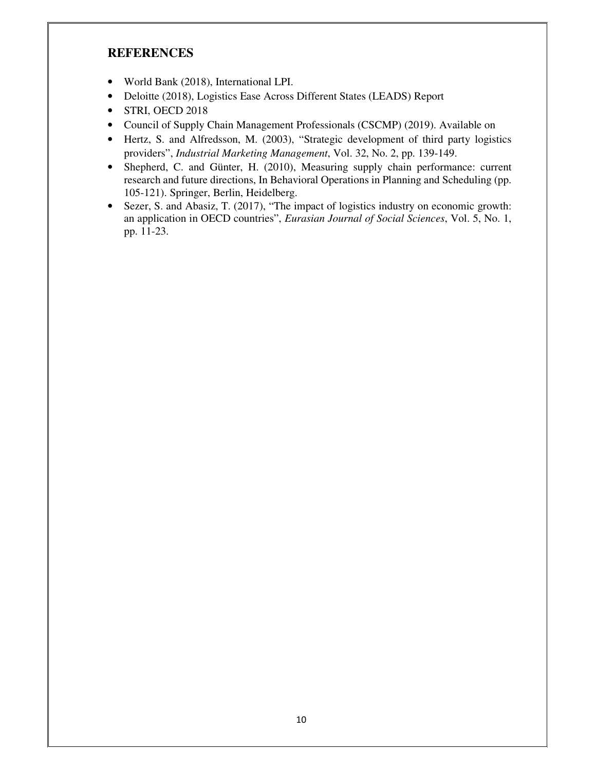## REFERENCES

- World Bank (2018), International LPI.
- Deloitte (2018), Logistics Ease Across Different States (LEADS) Report
- STRI, OECD 2018
- Council of Supply Chain Management Professionals (CSCMP) (2019). Available on
- Hertz, S. and Alfredsson, M. (2003), "Strategic development of third party logistics providers", *Industrial Marketing Management*, Vol. 32, No. 2, pp. 139-149.
- Shepherd, C. and Günter, H. (2010), Measuring supply chain performance: current research and future directions, In Behavioral Operations in Planning and Scheduling (pp. 105-121). Springer, Berlin, Heidelberg.
- Sezer, S. and Abasiz, T. (2017), "The impact of logistics industry on economic growth: an application in OECD countries", *Eurasian Journal of Social Sciences*, Vol. 5, No. 1, pp. 11-23.